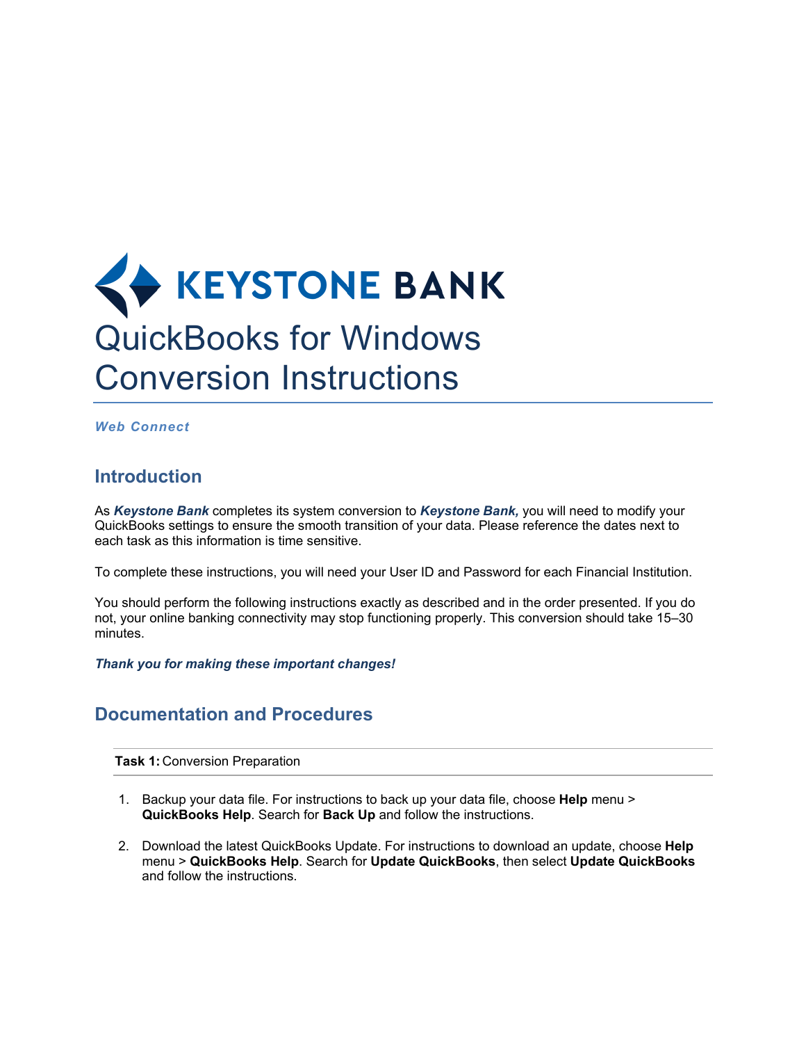KEYSTONE BANK

# QuickBooks for Windows Conversion Instructions

***Web Connect***

## Introduction

As ***Keystone Bank*** completes its system conversion to ***Keystone Bank,*** you will need to modify your QuickBooks settings to ensure the smooth transition of your data. Please reference the dates next to each task as this information is time sensitive.

To complete these instructions, you will need your User ID and Password for each Financial Institution.

You should perform the following instructions exactly as described and in the order presented. If you do not, your online banking connectivity may stop functioning properly. This conversion should take 15–30 minutes.

***Thank you for making these important changes!***

## Documentation and Procedures

**Task 1:** Conversion Preparation

1. Backup your data file. For instructions to back up your data file, choose **Help** menu > **QuickBooks Help**. Search for **Back Up** and follow the instructions.

2. Download the latest QuickBooks Update. For instructions to download an update, choose **Help** menu > **QuickBooks Help**. Search for **Update QuickBooks**, then select **Update QuickBooks** and follow the instructions.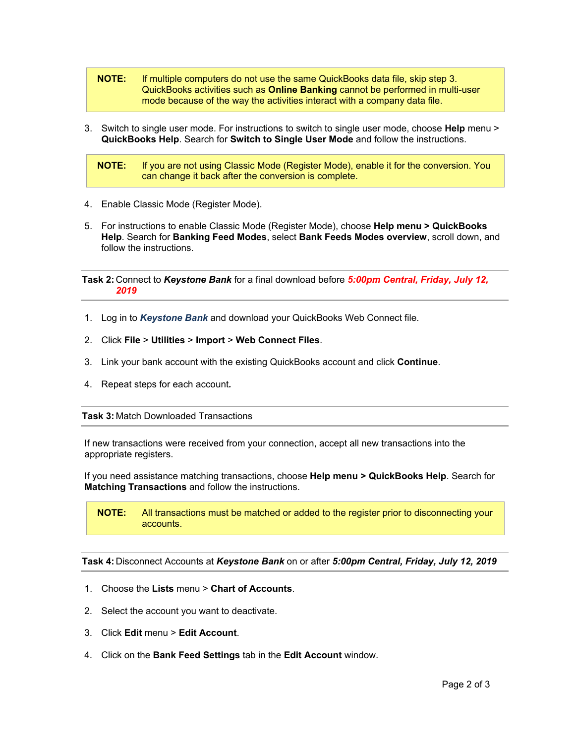> **NOTE:** If multiple computers do not use the same QuickBooks data file, skip step 3. QuickBooks activities such as **Online Banking** cannot be performed in multi-user mode because of the way the activities interact with a company data file.

3. Switch to single user mode. For instructions to switch to single user mode, choose **Help** menu > **QuickBooks Help**. Search for **Switch to Single User Mode** and follow the instructions.

> **NOTE:** If you are not using Classic Mode (Register Mode), enable it for the conversion. You can change it back after the conversion is complete.

4. Enable Classic Mode (Register Mode).
5. For instructions to enable Classic Mode (Register Mode), choose **Help menu > QuickBooks Help**. Search for **Banking Feed Modes**, select **Bank Feeds Modes overview**, scroll down, and follow the instructions.

**Task 2:** Connect to ***Keystone Bank*** for a final download before ***5:00pm Central, Friday, July 12, 2019***

1. Log in to ***Keystone Bank*** and download your QuickBooks Web Connect file.
2. Click **File** > **Utilities** > **Import** > **Web Connect Files**.
3. Link your bank account with the existing QuickBooks account and click **Continue**.
4. Repeat steps for each account**.**

**Task 3:** Match Downloaded Transactions

If new transactions were received from your connection, accept all new transactions into the appropriate registers.

If you need assistance matching transactions, choose **Help menu > QuickBooks Help**. Search for **Matching Transactions** and follow the instructions.

> **NOTE:** All transactions must be matched or added to the register prior to disconnecting your accounts.

**Task 4:** Disconnect Accounts at ***Keystone Bank*** on or after ***5:00pm Central, Friday, July 12, 2019***

1. Choose the **Lists** menu > **Chart of Accounts**.
2. Select the account you want to deactivate.
3. Click **Edit** menu > **Edit Account**.
4. Click on the **Bank Feed Settings** tab in the **Edit Account** window.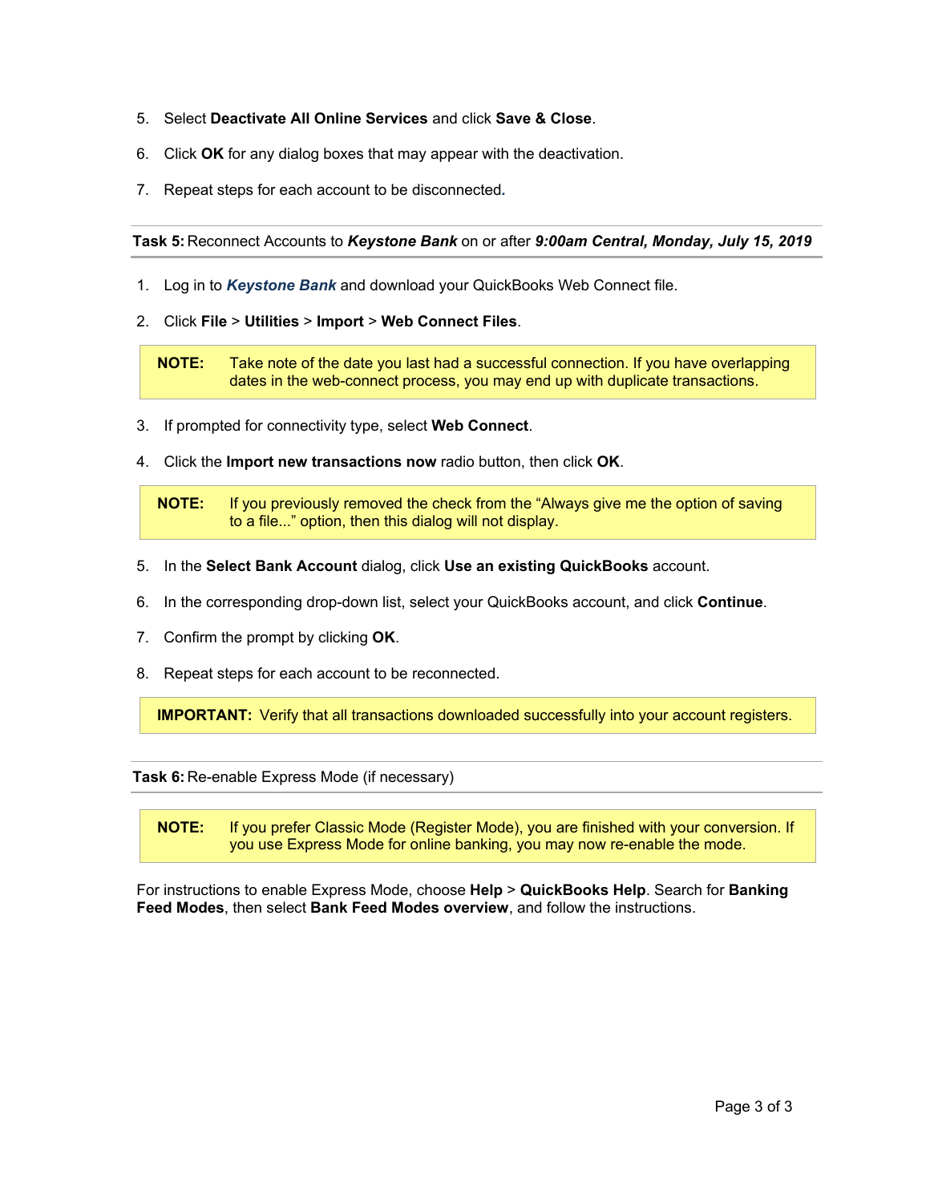5. Select **Deactivate All Online Services** and click **Save & Close**.
6. Click **OK** for any dialog boxes that may appear with the deactivation.
7. Repeat steps for each account to be disconnected.

### **Task 5:** Reconnect Accounts to ***Keystone Bank*** on or after ***9:00am Central, Monday, July 15, 2019***

1. Log in to ***Keystone Bank*** and download your QuickBooks Web Connect file.
2. Click **File** > **Utilities** > **Import** > **Web Connect Files**.

> **NOTE:** Take note of the date you last had a successful connection. If you have overlapping dates in the web-connect process, you may end up with duplicate transactions.

3. If prompted for connectivity type, select **Web Connect**.
4. Click the **Import new transactions now** radio button, then click **OK**.

> **NOTE:** If you previously removed the check from the "Always give me the option of saving to a file..." option, then this dialog will not display.

5. In the **Select Bank Account** dialog, click **Use an existing QuickBooks** account.
6. In the corresponding drop-down list, select your QuickBooks account, and click **Continue**.
7. Confirm the prompt by clicking **OK**.
8. Repeat steps for each account to be reconnected.

> **IMPORTANT:** Verify that all transactions downloaded successfully into your account registers.

### **Task 6:** Re-enable Express Mode (if necessary)

> **NOTE:** If you prefer Classic Mode (Register Mode), you are finished with your conversion. If you use Express Mode for online banking, you may now re-enable the mode.

For instructions to enable Express Mode, choose **Help** > **QuickBooks Help**. Search for **Banking Feed Modes**, then select **Bank Feed Modes overview**, and follow the instructions.